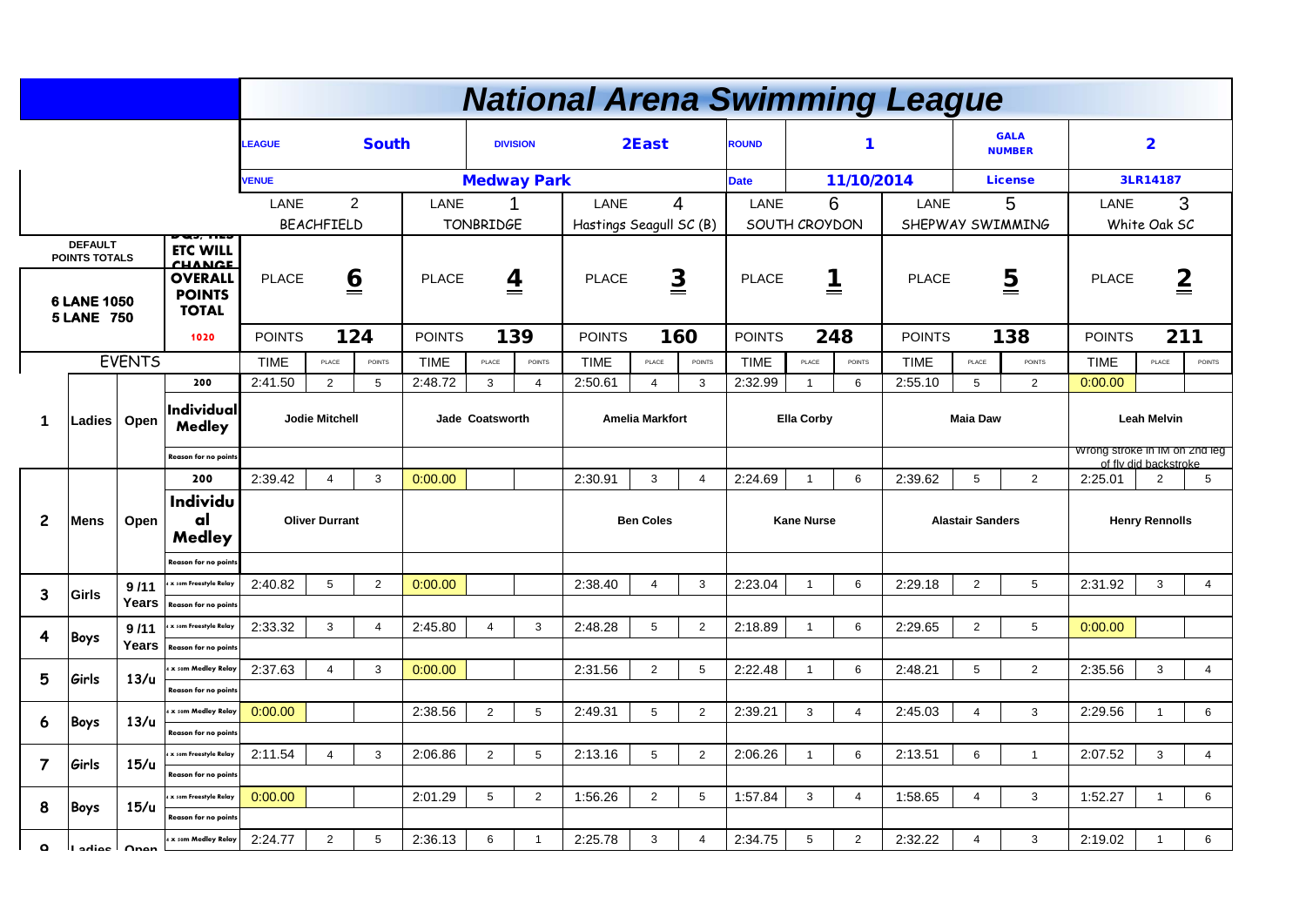# National Arena Swimming League

| LEAGUE | South | DIVISION | 2East | ROUND | 1 | GALA NUMBER | 2 |
|---|---|---|---|---|---|---|---|
| VENUE | Medway Park | | | Date | 11/10/2014 | License | 3LR14187 |

| DEFAULT POINTS TOTALS | | B&S, TIES ETC WILL CHANGE OVERALL POINTS TOTAL | LANE 2 BEACHFIELD | | | LANE 1 TONBRIDGE | | | LANE 4 Hastings Seagull SC (B) | | | LANE 6 SOUTH CROYDON | | | LANE 5 SHEPWAY SWIMMING | | | LANE 3 White Oak SC | | |
|---|---|---|---|---|---|---|---|---|---|---|---|---|---|---|---|---|---|---|---|---|
| 6 LANE 1050 5 LANE 750 | | | PLACE 6 | | | PLACE 4 | | | PLACE 3 | | | PLACE 1 | | | PLACE 5 | | | PLACE 2 | | |
| | | 1020 | POINTS 124 | | | POINTS 139 | | | POINTS 160 | | | POINTS 248 | | | POINTS 138 | | | POINTS 211 | | |
| EVENTS | | | TIME | PLACE | POINTS | TIME | PLACE | POINTS | TIME | PLACE | POINTS | TIME | PLACE | POINTS | TIME | PLACE | POINTS | TIME | PLACE | POINTS |
| 1 | Ladies Open | 200 Individual Medley | 2:41.50 | 2 | 5 | 2:48.72 | 3 | 4 | 2:50.61 | 4 | 3 | 2:32.99 | 1 | 6 | 2:55.10 | 5 | 2 | 0:00.00 | | |
| | | | Jodie Mitchell | | | Jade Coatsworth | | | Amelia Markfort | | | Ella Corby | | | Maia Daw | | | Leah Melvin | | |
| | | Reason for no points | | | | | | | | | | | | | | | | Wrong stroke in IM on 2nd leg of fly did backstroke | | |
| 2 | Mens Open | 200 Individual Medley | 2:39.42 | 4 | 3 | 0:00.00 | | | 2:30.91 | 3 | 4 | 2:24.69 | 1 | 6 | 2:39.62 | 5 | 2 | 2:25.01 | 2 | 5 |
| | | | Oliver Durrant | | | | | | Ben Coles | | | Kane Nurse | | | Alastair Sanders | | | Henry Rennolls | | |
| | | Reason for no points | | | | | | | | | | | | | | | | | | |
| 3 | Girls 9/11 Years | 4 x 50m Freestyle Relay | 2:40.82 | 5 | 2 | 0:00.00 | | | 2:38.40 | 4 | 3 | 2:23.04 | 1 | 6 | 2:29.18 | 2 | 5 | 2:31.92 | 3 | 4 |
| | | Reason for no points | | | | | | | | | | | | | | | | | | |
| 4 | Boys 9/11 Years | 4 x 50m Freestyle Relay | 2:33.32 | 3 | 4 | 2:45.80 | 4 | 3 | 2:48.28 | 5 | 2 | 2:18.89 | 1 | 6 | 2:29.65 | 2 | 5 | 0:00.00 | | |
| | | Reason for no points | | | | | | | | | | | | | | | | | | |
| 5 | Girls 13/u | 4 x 50m Medley Relay | 2:37.63 | 4 | 3 | 0:00.00 | | | 2:31.56 | 2 | 5 | 2:22.48 | 1 | 6 | 2:48.21 | 5 | 2 | 2:35.56 | 3 | 4 |
| | | Reason for no points | | | | | | | | | | | | | | | | | | |
| 6 | Boys 13/u | 4 x 50m Medley Relay | 0:00.00 | | | 2:38.56 | 2 | 5 | 2:49.31 | 5 | 2 | 2:39.21 | 3 | 4 | 2:45.03 | 4 | 3 | 2:29.56 | 1 | 6 |
| | | Reason for no points | | | | | | | | | | | | | | | | | | |
| 7 | Girls 15/u | 4 x 50m Freestyle Relay | 2:11.54 | 4 | 3 | 2:06.86 | 2 | 5 | 2:13.16 | 5 | 2 | 2:06.26 | 1 | 6 | 2:13.51 | 6 | 1 | 2:07.52 | 3 | 4 |
| | | Reason for no points | | | | | | | | | | | | | | | | | | |
| 8 | Boys 15/u | 4 x 50m Freestyle Relay | 0:00.00 | | | 2:01.29 | 5 | 2 | 1:56.26 | 2 | 5 | 1:57.84 | 3 | 4 | 1:58.65 | 4 | 3 | 1:52.27 | 1 | 6 |
| | | Reason for no points | | | | | | | | | | | | | | | | | | |
| 9 | Ladies Open | 4 x 50m Medley Relay | 2:24.77 | 2 | 5 | 2:36.13 | 6 | 1 | 2:25.78 | 3 | 4 | 2:34.75 | 5 | 2 | 2:32.22 | 4 | 3 | 2:19.02 | 1 | 6 |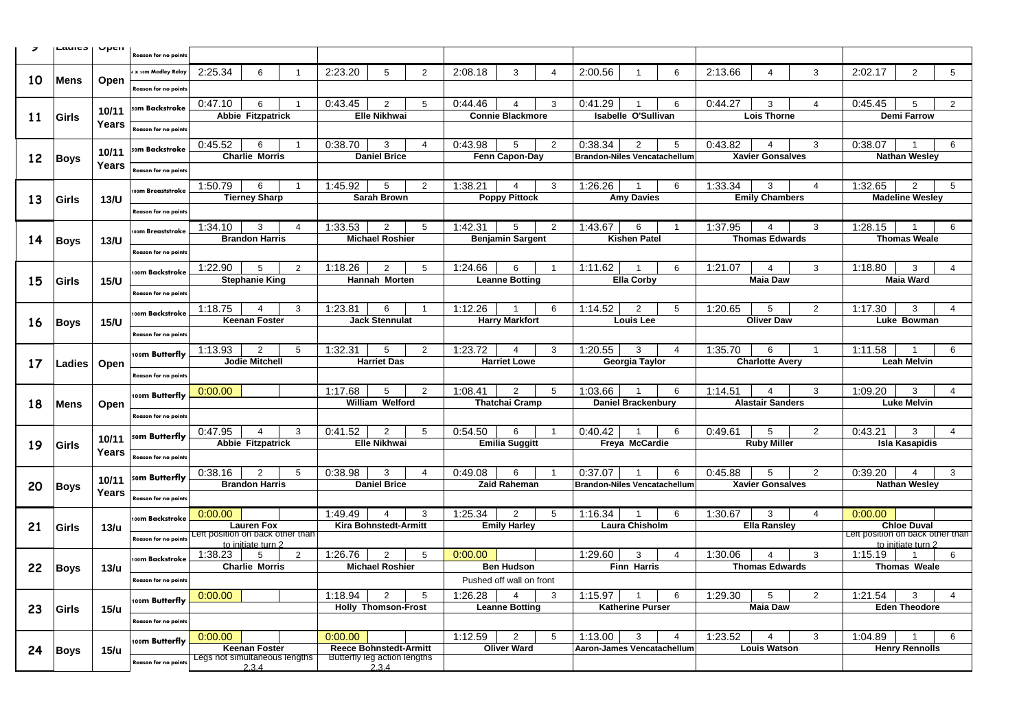| Event | Category | Age | Stroke | Time | Place | Points | Time | Place | Points | Time | Place | Points | Time | Place | Points | Time | Place | Points | Time | Place | Points |
|---|---|---|---|---|---|---|---|---|---|---|---|---|---|---|---|---|---|---|---|---|---|
| 9 | Ladies | Open | Reason for no points | | | | | | | | | | | | | | | | | | |
| 10 | Mens | Open | 4 x 50m Medley Relay | 2:25.34 | 6 | 1 | 2:23.20 | 5 | 2 | 2:08.18 | 3 | 4 | 2:00.56 | 1 | 6 | 2:13.66 | 4 | 3 | 2:02.17 | 2 | 5 |
| | | | Reason for no points | | | | | | | | | | | | | | | | | | |
| 11 | Girls | 10/11 Years | 50m Backstroke | 0:47.10 | 6 | 1 | 0:43.45 | 2 | 5 | 0:44.46 | 4 | 3 | 0:41.29 | 1 | 6 | 0:44.27 | 3 | 4 | 0:45.45 | 5 | 2 |
| | | | | Abbie Fitzpatrick | | | Elle Nikhwai | | | Connie Blackmore | | | Isabelle O'Sullivan | | | Lois Thorne | | | Demi Farrow | | |
| | | | Reason for no points | | | | | | | | | | | | | | | | | | |
| 12 | Boys | 10/11 Years | 50m Backstroke | 0:45.52 | 6 | 1 | 0:38.70 | 3 | 4 | 0:43.98 | 5 | 2 | 0:38.34 | 2 | 5 | 0:43.82 | 4 | 3 | 0:38.07 | 1 | 6 |
| | | | | Charlie Morris | | | Daniel Brice | | | Fenn Capon-Day | | | Brandon-Niles Vencatachellum | | | Xavier Gonsalves | | | Nathan Wesley | | |
| | | | Reason for no points | | | | | | | | | | | | | | | | | | |
| 13 | Girls | 13/U | 100m Breaststroke | 1:50.79 | 6 | 1 | 1:45.92 | 5 | 2 | 1:38.21 | 4 | 3 | 1:26.26 | 1 | 6 | 1:33.34 | 3 | 4 | 1:32.65 | 2 | 5 |
| | | | | Tierney Sharp | | | Sarah Brown | | | Poppy Pittock | | | Amy Davies | | | Emily Chambers | | | Madeline Wesley | | |
| | | | Reason for no points | | | | | | | | | | | | | | | | | | |
| 14 | Boys | 13/U | 100m Breaststroke | 1:34.10 | 3 | 4 | 1:33.53 | 2 | 5 | 1:42.31 | 5 | 2 | 1:43.67 | 6 | 1 | 1:37.95 | 4 | 3 | 1:28.15 | 1 | 6 |
| | | | | Brandon Harris | | | Michael Roshier | | | Benjamin Sargent | | | Kishen Patel | | | Thomas Edwards | | | Thomas Weale | | |
| | | | Reason for no points | | | | | | | | | | | | | | | | | | |
| 15 | Girls | 15/U | 100m Backstroke | 1:22.90 | 5 | 2 | 1:18.26 | 2 | 5 | 1:24.66 | 6 | 1 | 1:11.62 | 1 | 6 | 1:21.07 | 4 | 3 | 1:18.80 | 3 | 4 |
| | | | | Stephanie King | | | Hannah Morten | | | Leanne Botting | | | Ella Corby | | | Maia Daw | | | Maia Ward | | |
| | | | Reason for no points | | | | | | | | | | | | | | | | | | |
| 16 | Boys | 15/U | 100m Backstroke | 1:18.75 | 4 | 3 | 1:23.81 | 6 | 1 | 1:12.26 | 1 | 6 | 1:14.52 | 2 | 5 | 1:20.65 | 5 | 2 | 1:17.30 | 3 | 4 |
| | | | | Keenan Foster | | | Jack Stennulat | | | Harry Markfort | | | Louis Lee | | | Oliver Daw | | | Luke Bowman | | |
| | | | Reason for no points | | | | | | | | | | | | | | | | | | |
| 17 | Ladies | Open | 100m Butterfly | 1:13.93 | 2 | 5 | 1:32.31 | 5 | 2 | 1:23.72 | 4 | 3 | 1:20.55 | 3 | 4 | 1:35.70 | 6 | 1 | 1:11.58 | 1 | 6 |
| | | | | Jodie Mitchell | | | Harriet Das | | | Harriet Lowe | | | Georgia Taylor | | | Charlotte Avery | | | Leah Melvin | | |
| | | | Reason for no points | | | | | | | | | | | | | | | | | | |
| 18 | Mens | Open | 100m Butterfly | 0:00.00 | | | 1:17.68 | 5 | 2 | 1:08.41 | 2 | 5 | 1:03.66 | 1 | 6 | 1:14.51 | 4 | 3 | 1:09.20 | 3 | 4 |
| | | | | | | | William Welford | | | Thatchai Cramp | | | Daniel Brackenbury | | | Alastair Sanders | | | Luke Melvin | | |
| | | | Reason for no points | | | | | | | | | | | | | | | | | | |
| 19 | Girls | 10/11 Years | 50m Butterfly | 0:47.95 | 4 | 3 | 0:41.52 | 2 | 5 | 0:54.50 | 6 | 1 | 0:40.42 | 1 | 6 | 0:49.61 | 5 | 2 | 0:43.21 | 3 | 4 |
| | | | | Abbie Fitzpatrick | | | Elle Nikhwai | | | Emilia Suggitt | | | Freya McCardie | | | Ruby Miller | | | Isla Kasapidis | | |
| | | | Reason for no points | | | | | | | | | | | | | | | | | | |
| 20 | Boys | 10/11 Years | 50m Butterfly | 0:38.16 | 2 | 5 | 0:38.98 | 3 | 4 | 0:49.08 | 6 | 1 | 0:37.07 | 1 | 6 | 0:45.88 | 5 | 2 | 0:39.20 | 4 | 3 |
| | | | | Brandon Harris | | | Daniel Brice | | | Zaid Raheman | | | Brandon-Niles Vencatachellum | | | Xavier Gonsalves | | | Nathan Wesley | | |
| | | | Reason for no points | | | | | | | | | | | | | | | | | | |
| 21 | Girls | 13/u | 100m Backstroke | 0:00.00 | | | 1:49.49 | 4 | 3 | 1:25.34 | 2 | 5 | 1:16.34 | 1 | 6 | 1:30.67 | 3 | 4 | 0:00.00 | | |
| | | | | Lauren Fox | | | Kira Bohnstedt-Armitt | | | Emily Harley | | | Laura Chisholm | | | Ella Ransley | | | Chloe Duval | | |
| | | | Reason for no points | Left position on back other than to initiate turn 2 | | | | | | | | | | | | | | | Left position on back other than to initiate turn 2 | | |
| 22 | Boys | 13/u | 100m Backstroke | 1:38.23 | 5 | 2 | 1:26.76 | 2 | 5 | 0:00.00 | | | 1:29.60 | 3 | 4 | 1:30.06 | 4 | 3 | 1:15.19 | 1 | 6 |
| | | | | Charlie Morris | | | Michael Roshier | | | Ben Hudson | | | Finn Harris | | | Thomas Edwards | | | Thomas Weale | | |
| | | | Reason for no points | | | | | | | Pushed off wall on front | | | | | | | | | | | |
| 23 | Girls | 15/u | 100m Butterfly | 0:00.00 | | | 1:18.94 | 2 | 5 | 1:26.28 | 4 | 3 | 1:15.97 | 1 | 6 | 1:29.30 | 5 | 2 | 1:21.54 | 3 | 4 |
| | | | | | | | Holly Thomson-Frost | | | Leanne Botting | | | Katherine Purser | | | Maia Daw | | | Eden Theodore | | |
| | | | Reason for no points | | | | | | | | | | | | | | | | | | |
| 24 | Boys | 15/u | 100m Butterfly | 0:00.00 | | | 0:00.00 | | | 1:12.59 | 2 | 5 | 1:13.00 | 3 | 4 | 1:23.52 | 4 | 3 | 1:04.89 | 1 | 6 |
| | | | | Keenan Foster | | | Reece Bohnstedt-Armitt | | | Oliver Ward | | | Aaron-James Vencatachellum | | | Louis Watson | | | Henry Rennolls | | |
| | | | Reason for no points | Legs not simultaneous lengths 2,3,4 | | | Butterfly leg action lengths 2,3,4 | | | | | | | | | | | | | | |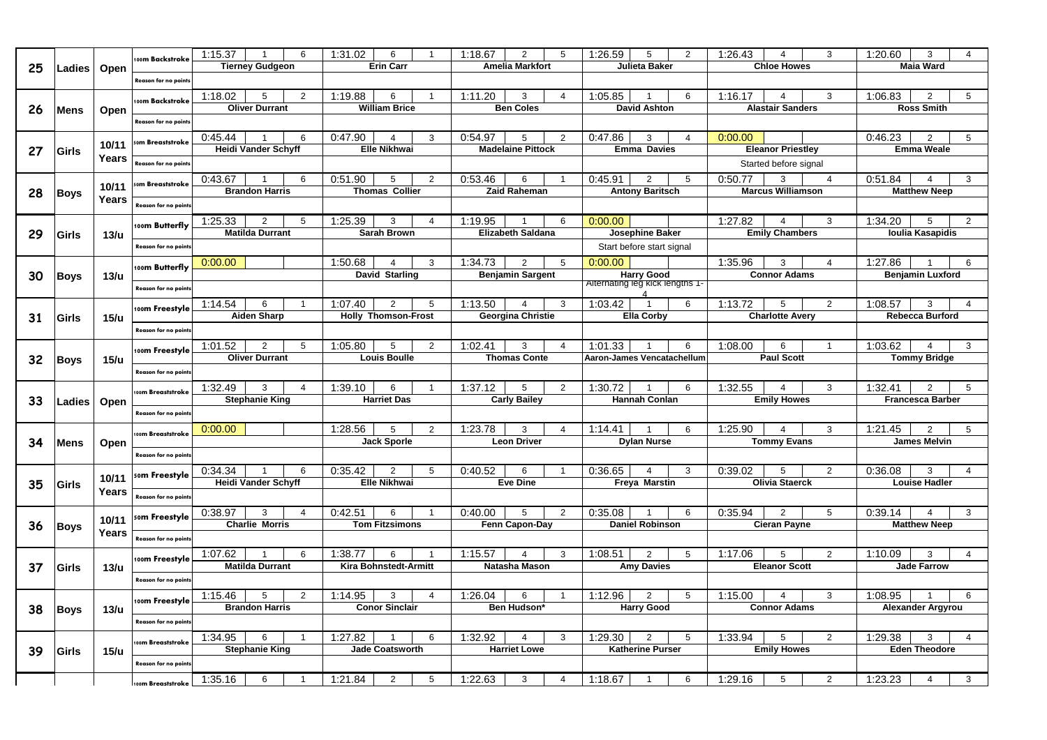| Event | Gender | Age | Stroke | Time | Place | Pts | Time | Place | Pts | Time | Place | Pts | Time | Place | Pts | Time | Place | Pts | Time | Place | Pts |
|---|---|---|---|---|---|---|---|---|---|---|---|---|---|---|---|---|---|---|---|---|---|
| 25 | Ladies | Open | 100m Backstroke | 1:15.37 | 1 | 6 | 1:31.02 | 6 | 1 | 1:18.67 | 2 | 5 | 1:26.59 | 5 | 2 | 1:26.43 | 4 | 3 | 1:20.60 | 3 | 4 |
| | | | | Tierney Gudgeon | | | Erin Carr | | | Amelia Markfort | | | Julieta Baker | | | Chloe Howes | | | Maia Ward | | |
| | | | Reason for no points | | | | | | | | | | | | | | | | | | |
| 26 | Mens | Open | 100m Backstroke | 1:18.02 | 5 | 2 | 1:19.88 | 6 | 1 | 1:11.20 | 3 | 4 | 1:05.85 | 1 | 6 | 1:16.17 | 4 | 3 | 1:06.83 | 2 | 5 |
| | | | | Oliver Durrant | | | William Brice | | | Ben Coles | | | David Ashton | | | Alastair Sanders | | | Ross Smith | | |
| | | | Reason for no points | | | | | | | | | | | | | | | | | | |
| 27 | Girls | 10/11 Years | 50m Breaststroke | 0:45.44 | 1 | 6 | 0:47.90 | 4 | 3 | 0:54.97 | 5 | 2 | 0:47.86 | 3 | 4 | 0:00.00 | | | 0:46.23 | 2 | 5 |
| | | | | Heidi Vander Schyff | | | Elle Nikhwai | | | Madelaine Pittock | | | Emma Davies | | | Eleanor Priestley | | | Emma Weale | | |
| | | | Reason for no points | | | | | | | | | | | | | Started before signal | | | | | |
| 28 | Boys | 10/11 Years | 50m Breaststroke | 0:43.67 | 1 | 6 | 0:51.90 | 5 | 2 | 0:53.46 | 6 | 1 | 0:45.91 | 2 | 5 | 0:50.77 | 3 | 4 | 0:51.84 | 4 | 3 |
| | | | | Brandon Harris | | | Thomas Collier | | | Zaid Raheman | | | Antony Baritsch | | | Marcus Williamson | | | Matthew Neep | | |
| | | | Reason for no points | | | | | | | | | | | | | | | | | | |
| 29 | Girls | 13/u | 100m Butterfly | 1:25.33 | 2 | 5 | 1:25.39 | 3 | 4 | 1:19.95 | 1 | 6 | 0:00.00 | | | 1:27.82 | 4 | 3 | 1:34.20 | 5 | 2 |
| | | | | Matilda Durrant | | | Sarah Brown | | | Elizabeth Saldana | | | Josephine Baker | | | Emily Chambers | | | Ioulia Kasapidis | | |
| | | | Reason for no points | | | | | | | | | | Start before start signal | | | | | | | | |
| 30 | Boys | 13/u | 100m Butterfly | 0:00.00 | | | 1:50.68 | 4 | 3 | 1:34.73 | 2 | 5 | 0:00.00 | | | 1:35.96 | 3 | 4 | 1:27.86 | 1 | 6 |
| | | | | | | | David Starling | | | Benjamin Sargent | | | Harry Good | | | Connor Adams | | | Benjamin Luxford | | |
| | | | Reason for no points | | | | | | | | | | Alternating leg kick lengths 1-4 | | | | | | | | |
| 31 | Girls | 15/u | 100m Freestyle | 1:14.54 | 6 | 1 | 1:07.40 | 2 | 5 | 1:13.50 | 4 | 3 | 1:03.42 | 1 | 6 | 1:13.72 | 5 | 2 | 1:08.57 | 3 | 4 |
| | | | | Aiden Sharp | | | Holly Thomson-Frost | | | Georgina Christie | | | Ella Corby | | | Charlotte Avery | | | Rebecca Burford | | |
| | | | Reason for no points | | | | | | | | | | | | | | | | | | |
| 32 | Boys | 15/u | 100m Freestyle | 1:01.52 | 2 | 5 | 1:05.80 | 5 | 2 | 1:02.41 | 3 | 4 | 1:01.33 | 1 | 6 | 1:08.00 | 6 | 1 | 1:03.62 | 4 | 3 |
| | | | | Oliver Durrant | | | Louis Boulle | | | Thomas Conte | | | Aaron-James Vencatachellum | | | Paul Scott | | | Tommy Bridge | | |
| | | | Reason for no points | | | | | | | | | | | | | | | | | | |
| 33 | Ladies | Open | 100m Breaststroke | 1:32.49 | 3 | 4 | 1:39.10 | 6 | 1 | 1:37.12 | 5 | 2 | 1:30.72 | 1 | 6 | 1:32.55 | 4 | 3 | 1:32.41 | 2 | 5 |
| | | | | Stephanie King | | | Harriet Das | | | Carly Bailey | | | Hannah Conlan | | | Emily Howes | | | Francesca Barber | | |
| | | | Reason for no points | | | | | | | | | | | | | | | | | | |
| 34 | Mens | Open | 100m Breaststroke | 0:00.00 | | | 1:28.56 | 5 | 2 | 1:23.78 | 3 | 4 | 1:14.41 | 1 | 6 | 1:25.90 | 4 | 3 | 1:21.45 | 2 | 5 |
| | | | | | | | Jack Sporle | | | Leon Driver | | | Dylan Nurse | | | Tommy Evans | | | James Melvin | | |
| | | | Reason for no points | | | | | | | | | | | | | | | | | | |
| 35 | Girls | 10/11 Years | 50m Freestyle | 0:34.34 | 1 | 6 | 0:35.42 | 2 | 5 | 0:40.52 | 6 | 1 | 0:36.65 | 4 | 3 | 0:39.02 | 5 | 2 | 0:36.08 | 3 | 4 |
| | | | | Heidi Vander Schyff | | | Elle Nikhwai | | | Eve Dine | | | Freya Marstin | | | Olivia Staerck | | | Louise Hadler | | |
| | | | Reason for no points | | | | | | | | | | | | | | | | | | |
| 36 | Boys | 10/11 Years | 50m Freestyle | 0:38.97 | 3 | 4 | 0:42.51 | 6 | 1 | 0:40.00 | 5 | 2 | 0:35.08 | 1 | 6 | 0:35.94 | 2 | 5 | 0:39.14 | 4 | 3 |
| | | | | Charlie Morris | | | Tom Fitzsimons | | | Fenn Capon-Day | | | Daniel Robinson | | | Cieran Payne | | | Matthew Neep | | |
| | | | Reason for no points | | | | | | | | | | | | | | | | | | |
| 37 | Girls | 13/u | 100m Freestyle | 1:07.62 | 1 | 6 | 1:38.77 | 6 | 1 | 1:15.57 | 4 | 3 | 1:08.51 | 2 | 5 | 1:17.06 | 5 | 2 | 1:10.09 | 3 | 4 |
| | | | | Matilda Durrant | | | Kira Bohnstedt-Armitt | | | Natasha Mason | | | Amy Davies | | | Eleanor Scott | | | Jade Farrow | | |
| | | | Reason for no points | | | | | | | | | | | | | | | | | | |
| 38 | Boys | 13/u | 100m Freestyle | 1:15.46 | 5 | 2 | 1:14.95 | 3 | 4 | 1:26.04 | 6 | 1 | 1:12.96 | 2 | 5 | 1:15.00 | 4 | 3 | 1:08.95 | 1 | 6 |
| | | | | Brandon Harris | | | Conor Sinclair | | | Ben Hudson* | | | Harry Good | | | Connor Adams | | | Alexander Argyrou | | |
| | | | Reason for no points | | | | | | | | | | | | | | | | | | |
| 39 | Girls | 15/u | 100m Breaststroke | 1:34.95 | 6 | 1 | 1:27.82 | 1 | 6 | 1:32.92 | 4 | 3 | 1:29.30 | 2 | 5 | 1:33.94 | 5 | 2 | 1:29.38 | 3 | 4 |
| | | | | Stephanie King | | | Jade Coatsworth | | | Harriet Lowe | | | Katherine Purser | | | Emily Howes | | | Eden Theodore | | |
| | | | Reason for no points | | | | | | | | | | | | | | | | | | |
| | | | 100m Breaststroke | 1:35.16 | 6 | 1 | 1:21.84 | 2 | 5 | 1:22.63 | 3 | 4 | 1:18.67 | 1 | 6 | 1:29.16 | 5 | 2 | 1:23.23 | 4 | 3 |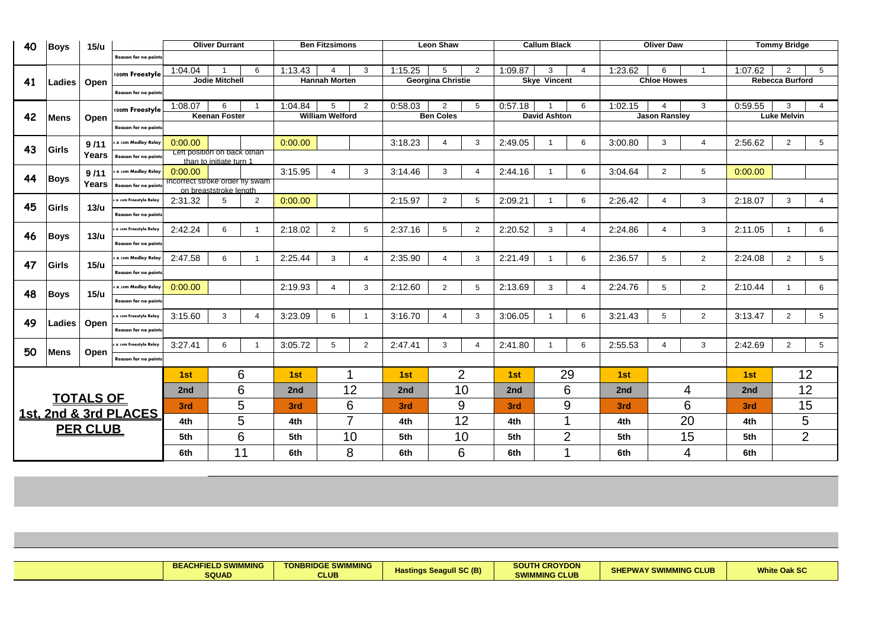| Event | Gender | Age | Stroke | BEACHFIELD SWIMMING SQUAD | | | TONBRIDGE SWIMMING CLUB | | | Hastings Seagull SC (B) | | | SOUTH CROYDON SWIMMING CLUB | | | SHEPWAY SWIMMING CLUB | | | White Oak SC | | |
|---|---|---|---|---|---|---|---|---|---|---|---|---|---|---|---|---|---|---|---|---|---|
| 40 | Boys | 15/u | | Oliver Durrant | | | Ben Fitzsimons | | | Leon Shaw | | | Callum Black | | | Oliver Daw | | | Tommy Bridge | | |
| | | | Reason for no points | | | | | | | | | | | | | | | | | | |
| | | | 100m Freestyle | 1:04.04 | 1 | 6 | 1:13.43 | 4 | 3 | 1:15.25 | 5 | 2 | 1:09.87 | 3 | 4 | 1:23.62 | 6 | 1 | 1:07.62 | 2 | 5 |
| 41 | Ladies | Open | | Jodie Mitchell | | | Hannah Morten | | | Georgina Christie | | | Skye Vincent | | | Chloe Howes | | | Rebecca Burford | | |
| | | | Reason for no points | | | | | | | | | | | | | | | | | | |
| | | | 100m Freestyle | 1:08.07 | 6 | 1 | 1:04.84 | 5 | 2 | 0:58.03 | 2 | 5 | 0:57.18 | 1 | 6 | 1:02.15 | 4 | 3 | 0:59.55 | 3 | 4 |
| 42 | Mens | Open | | Keenan Foster | | | William Welford | | | Ben Coles | | | David Ashton | | | Jason Ransley | | | Luke Melvin | | |
| | | | Reason for no points | | | | | | | | | | | | | | | | | | |
| 43 | Girls | 9/11 Years | 4 x 50m Medley Relay | 0:00.00 | | | 0:00.00 | | | 3:18.23 | 4 | 3 | 2:49.05 | 1 | 6 | 3:00.80 | 3 | 4 | 2:56.62 | 2 | 5 |
| | | | Reason for no points | Left position on back othan than to initiate turn 1 | | | | | | | | | | | | | | | | | |
| 44 | Boys | 9/11 Years | 4 x 50m Medley Relay | 0:00.00 | | | 3:15.95 | 4 | 3 | 3:14.46 | 3 | 4 | 2:44.16 | 1 | 6 | 3:04.64 | 2 | 5 | 0:00.00 | | |
| | | | Reason for no points | Incorrect stroke order fly swam on breaststroke length | | | | | | | | | | | | | | | | | |
| 45 | Girls | 13/u | 4 x 50m Freestyle Relay | 2:31.32 | 5 | 2 | 0:00.00 | | | 2:15.97 | 2 | 5 | 2:09.21 | 1 | 6 | 2:26.42 | 4 | 3 | 2:18.07 | 3 | 4 |
| | | | Reason for no points | | | | | | | | | | | | | | | | | | |
| 46 | Boys | 13/u | 4 x 50m Freestyle Relay | 2:42.24 | 6 | 1 | 2:18.02 | 2 | 5 | 2:37.16 | 5 | 2 | 2:20.52 | 3 | 4 | 2:24.86 | 4 | 3 | 2:11.05 | 1 | 6 |
| | | | Reason for no points | | | | | | | | | | | | | | | | | | |
| 47 | Girls | 15/u | 4 x 50m Medley Relay | 2:47.58 | 6 | 1 | 2:25.44 | 3 | 4 | 2:35.90 | 4 | 3 | 2:21.49 | 1 | 6 | 2:36.57 | 5 | 2 | 2:24.08 | 2 | 5 |
| | | | Reason for no points | | | | | | | | | | | | | | | | | | |
| 48 | Boys | 15/u | 4 x 50m Medley Relay | 0:00.00 | | | 2:19.93 | 4 | 3 | 2:12.60 | 2 | 5 | 2:13.69 | 3 | 4 | 2:24.76 | 5 | 2 | 2:10.44 | 1 | 6 |
| | | | Reason for no points | | | | | | | | | | | | | | | | | | |
| 49 | Ladies | Open | 4 x 50m Freestyle Relay | 3:15.60 | 3 | 4 | 3:23.09 | 6 | 1 | 3:16.70 | 4 | 3 | 3:06.05 | 1 | 6 | 3:21.43 | 5 | 2 | 3:13.47 | 2 | 5 |
| | | | Reason for no points | | | | | | | | | | | | | | | | | | |
| 50 | Mens | Open | 4 x 50m Freestyle Relay | 3:27.41 | 6 | 1 | 3:05.72 | 5 | 2 | 2:47.41 | 3 | 4 | 2:41.80 | 1 | 6 | 2:55.53 | 4 | 3 | 2:42.69 | 2 | 5 |
| | | | Reason for no points | | | | | | | | | | | | | | | | | | |

**TOTALS OF 1st, 2nd & 3rd PLACES PER CLUB**

| Place | BEACHFIELD SWIMMING SQUAD | TONBRIDGE SWIMMING CLUB | Hastings Seagull SC (B) | SOUTH CROYDON SWIMMING CLUB | SHEPWAY SWIMMING CLUB | White Oak SC |
|---|---|---|---|---|---|---|
| 1st | 6 | 1 | 2 | 29 | | 12 |
| 2nd | 6 | 12 | 10 | 6 | 4 | 12 |
| 3rd | 5 | 6 | 9 | 9 | 6 | 15 |
| 4th | 5 | 7 | 12 | 1 | 20 | 5 |
| 5th | 6 | 10 | 10 | 2 | 15 | 2 |
| 6th | 11 | 8 | 6 | 1 | 4 | |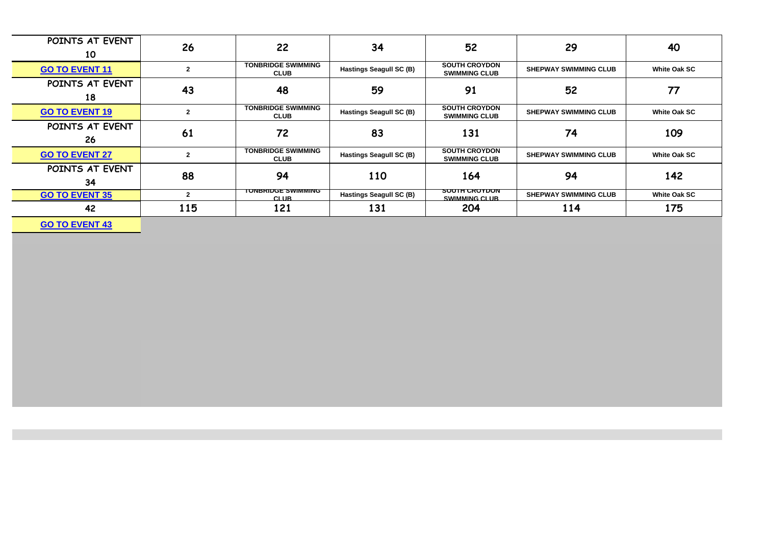| | | | | | | |
|---|---|---|---|---|---|---|
| POINTS AT EVENT 10 | 26 | 22 | 34 | 52 | 29 | 40 |
| GO TO EVENT 11 | 2 | TONBRIDGE SWIMMING CLUB | Hastings Seagull SC (B) | SOUTH CROYDON SWIMMING CLUB | SHEPWAY SWIMMING CLUB | White Oak SC |
| POINTS AT EVENT 18 | 43 | 48 | 59 | 91 | 52 | 77 |
| GO TO EVENT 19 | 2 | TONBRIDGE SWIMMING CLUB | Hastings Seagull SC (B) | SOUTH CROYDON SWIMMING CLUB | SHEPWAY SWIMMING CLUB | White Oak SC |
| POINTS AT EVENT 26 | 61 | 72 | 83 | 131 | 74 | 109 |
| GO TO EVENT 27 | 2 | TONBRIDGE SWIMMING CLUB | Hastings Seagull SC (B) | SOUTH CROYDON SWIMMING CLUB | SHEPWAY SWIMMING CLUB | White Oak SC |
| POINTS AT EVENT 34 | 88 | 94 | 110 | 164 | 94 | 142 |
| GO TO EVENT 35 | 2 | TONBRIDGE SWIMMING CLUB | Hastings Seagull SC (B) | SOUTH CROYDON SWIMMING CLUB | SHEPWAY SWIMMING CLUB | White Oak SC |
| 42 | 115 | 121 | 131 | 204 | 114 | 175 |
| GO TO EVENT 43 | | | | | | |